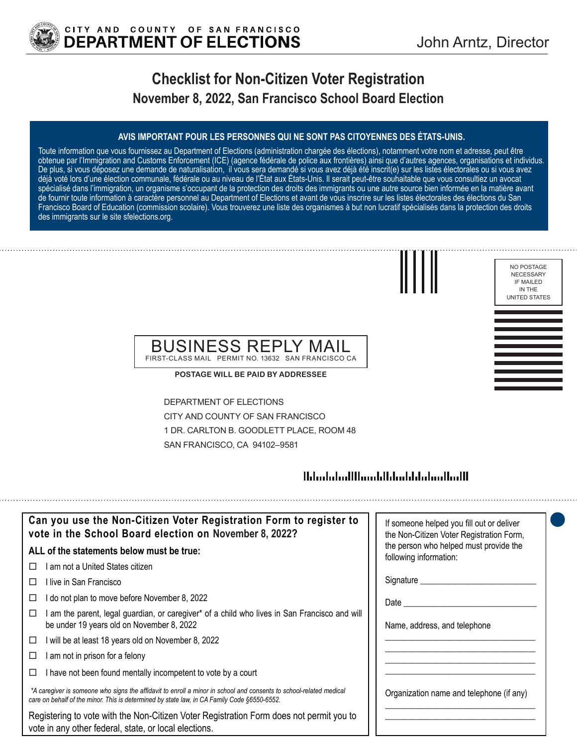CITY AND COUNTY OF SAN FRANCISCO
**DEPARTMENT OF ELECTIONS**

John Arntz, Director

# Checklist for Non-Citizen Voter Registration

## November 8, 2022, San Francisco School Board Election

**AVIS IMPORTANT POUR LES PERSONNES QUI NE SONT PAS CITOYENNES DES ÉTATS-UNIS.**

Toute information que vous fournissez au Department of Elections (administration chargée des élections), notamment votre nom et adresse, peut être obtenue par l'Immigration and Customs Enforcement (ICE) (agence fédérale de police aux frontières) ainsi que d'autres agences, organisations et individus. De plus, si vous déposez une demande de naturalisation, il vous sera demandé si vous avez déjà été inscrit(e) sur les listes électorales ou si vous avez déjà voté lors d'une élection communale, fédérale ou au niveau de l'État aux États-Unis. Il serait peut-être souhaitable que vous consultiez un avocat spécialisé dans l'immigration, un organisme s'occupant de la protection des droits des immigrants ou une autre source bien informée en la matière avant de fournir toute information à caractère personnel au Department of Elections et avant de vous inscrire sur les listes électorales des élections du San Francisco Board of Education (commission scolaire). Vous trouverez une liste des organismes à but non lucratif spécialisés dans la protection des droits des immigrants sur le site sfelections.org.

NO POSTAGE NECESSARY IF MAILED IN THE UNITED STATES

BUSINESS REPLY MAIL
FIRST-CLASS MAIL PERMIT NO. 13632 SAN FRANCISCO CA

**POSTAGE WILL BE PAID BY ADDRESSEE**

DEPARTMENT OF ELECTIONS
CITY AND COUNTY OF SAN FRANCISCO
1 DR. CARLTON B. GOODLETT PLACE, ROOM 48
SAN FRANCISCO, CA 94102–9581

### Can you use the Non-Citizen Voter Registration Form to register to vote in the School Board election on November 8, 2022?

**ALL of the statements below must be true:**

- ☐ I am not a United States citizen
- ☐ I live in San Francisco
- ☐ I do not plan to move before November 8, 2022
- ☐ I am the parent, legal guardian, or caregiver* of a child who lives in San Francisco and will be under 19 years old on November 8, 2022
- ☐ I will be at least 18 years old on November 8, 2022
- ☐ I am not in prison for a felony
- ☐ I have not been found mentally incompetent to vote by a court

*\*A caregiver is someone who signs the affidavit to enroll a minor in school and consents to school-related medical care on behalf of the minor. This is determined by state law, in CA Family Code §6550-6552.*

Registering to vote with the Non-Citizen Voter Registration Form does not permit you to vote in any other federal, state, or local elections.

If someone helped you fill out or deliver the Non-Citizen Voter Registration Form, the person who helped must provide the following information:

Signature ______________________

Date ______________________

Name, address, and telephone

______________________

______________________

______________________

______________________

Organization name and telephone (if any)

______________________

______________________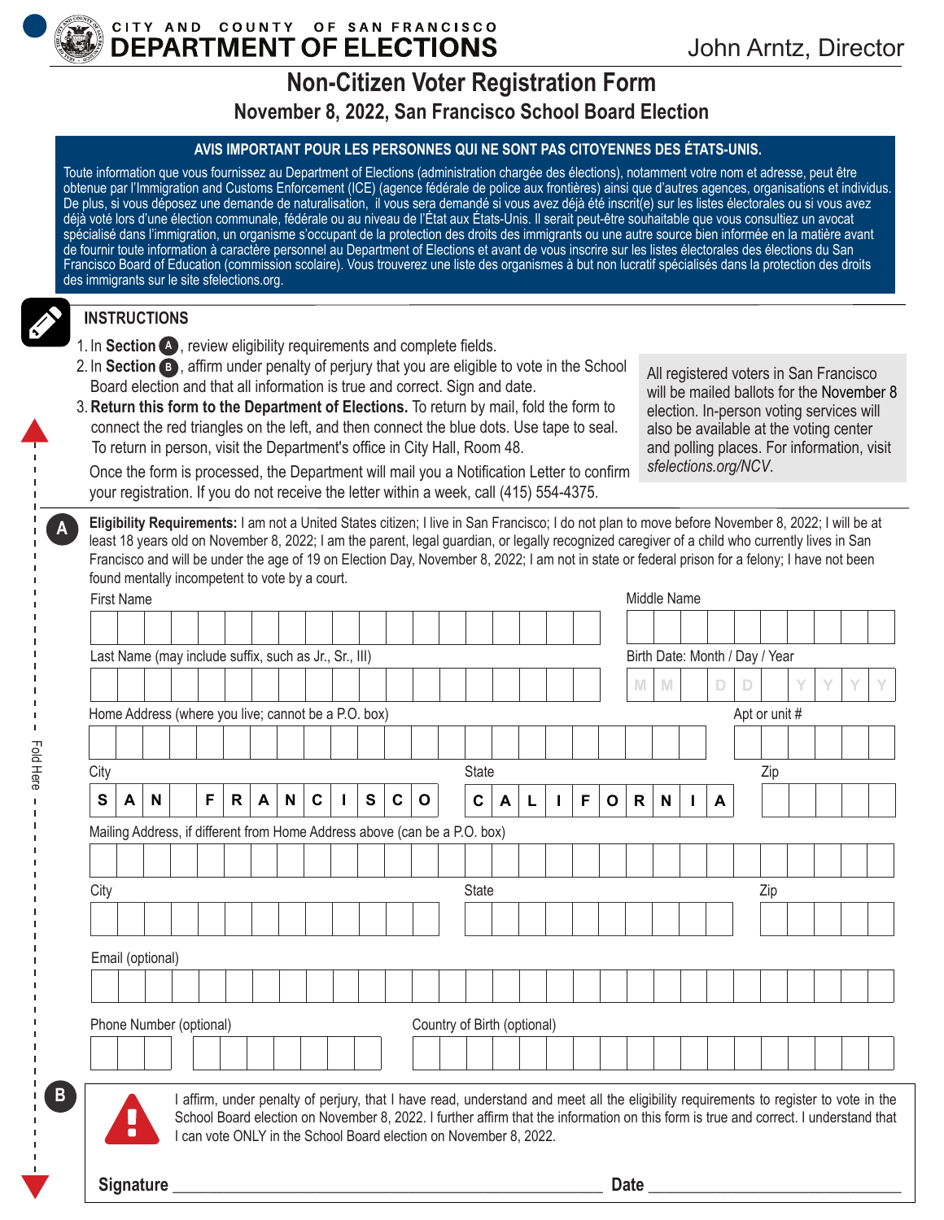CITY AND COUNTY OF SAN FRANCISCO
# DEPARTMENT OF ELECTIONS

John Arntz, Director

## Non-Citizen Voter Registration Form

### November 8, 2022, San Francisco School Board Election

**AVIS IMPORTANT POUR LES PERSONNES QUI NE SONT PAS CITOYENNES DES ÉTATS-UNIS.**

Toute information que vous fournissez au Department of Elections (administration chargée des élections), notamment votre nom et adresse, peut être obtenue par l'Immigration and Customs Enforcement (ICE) (agence fédérale de police aux frontières) ainsi que d'autres agences, organisations et individus. De plus, si vous déposez une demande de naturalisation, il vous sera demandé si vous avez déjà été inscrit(e) sur les listes électorales ou si vous avez déjà voté lors d'une élection communale, fédérale ou au niveau de l'État aux États-Unis. Il serait peut-être souhaitable que vous consultiez un avocat spécialisé dans l'immigration, un organisme s'occupant de la protection des droits des immigrants ou une autre source bien informée en la matière avant de fournir toute information à caractère personnel au Department of Elections et avant de vous inscrire sur les listes électorales des élections du San Francisco Board of Education (commission scolaire). Vous trouverez une liste des organismes à but non lucratif spécialisés dans la protection des droits des immigrants sur le site sfelections.org.

### INSTRUCTIONS

1. In **Section A**, review eligibility requirements and complete fields.
2. In **Section B**, affirm under penalty of perjury that you are eligible to vote in the School Board election and that all information is true and correct. Sign and date.
3. **Return this form to the Department of Elections.** To return by mail, fold the form to connect the red triangles on the left, and then connect the blue dots. Use tape to seal. To return in person, visit the Department's office in City Hall, Room 48.

Once the form is processed, the Department will mail you a Notification Letter to confirm your registration. If you do not receive the letter within a week, call (415) 554-4375.

All registered voters in San Francisco will be mailed ballots for the November 8 election. In-person voting services will also be available at the voting center and polling places. For information, visit *sfelections.org/NCV*.

Fold Here

**A**

**Eligibility Requirements:** I am not a United States citizen; I live in San Francisco; I do not plan to move before November 8, 2022; I will be at least 18 years old on November 8, 2022; I am the parent, legal guardian, or legally recognized caregiver of a child who currently lives in San Francisco and will be under the age of 19 on Election Day, November 8, 2022; I am not in state or federal prison for a felony; I have not been found mentally incompetent to vote by a court.

First Name

Middle Name

Last Name (may include suffix, such as Jr., Sr., III)

Birth Date: Month / Day / Year

M M D D Y Y Y Y

Home Address (where you live; cannot be a P.O. box)

Apt or unit #

City: S A N F R A N C I S C O

State: C A L I F O R N I A

Zip

Mailing Address, if different from Home Address above (can be a P.O. box)

City

State

Zip

Email (optional)

Phone Number (optional)

Country of Birth (optional)

**B**

I affirm, under penalty of perjury, that I have read, understand and meet all the eligibility requirements to register to vote in the School Board election on November 8, 2022. I further affirm that the information on this form is true and correct. I understand that I can vote ONLY in the School Board election on November 8, 2022.

**Signature** ______________________ **Date** ______________________